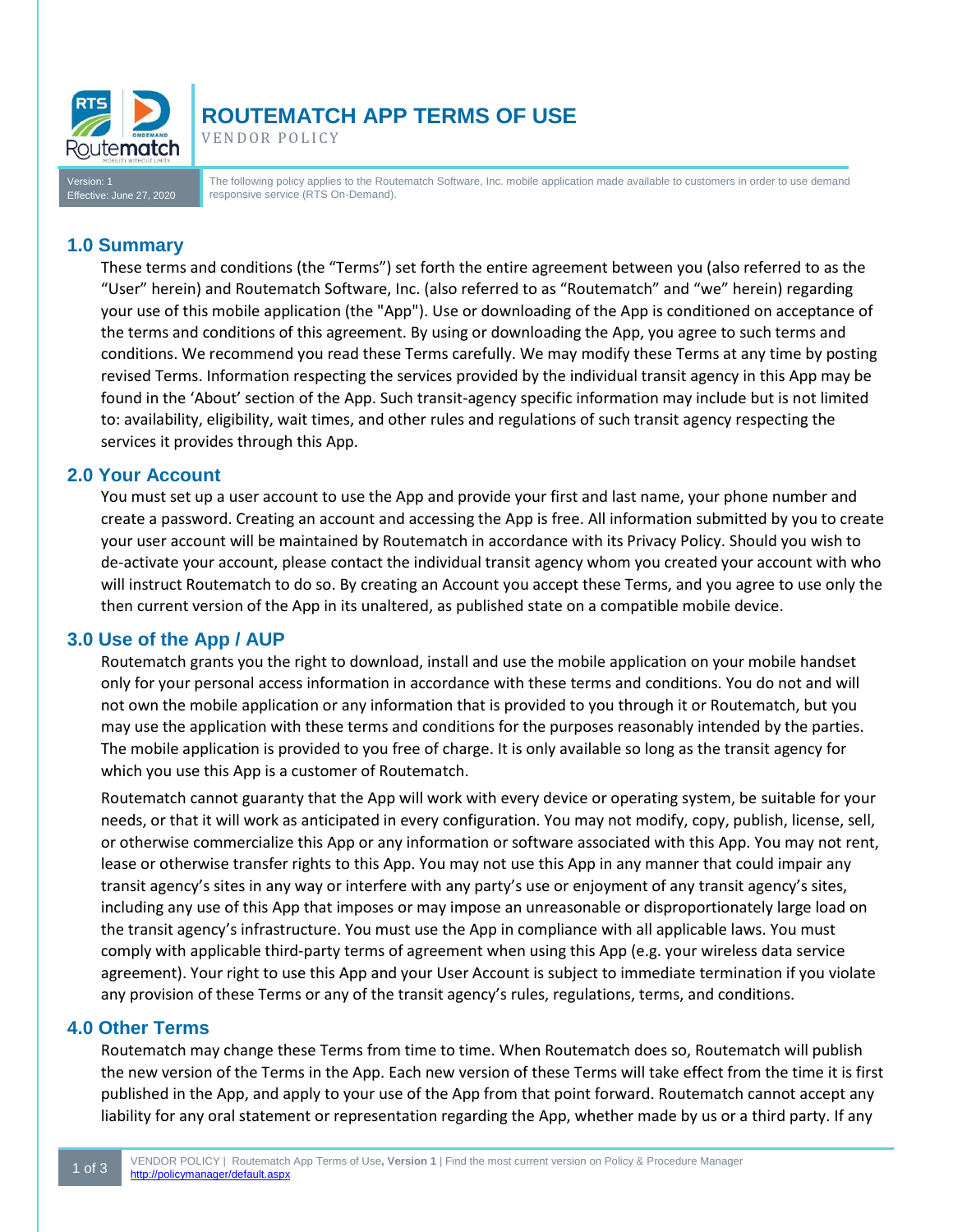# ROUTEMATCH APP TERMS OF USE

VENDOR POLICY

Version: 1
Effective: June 27, 2020

The following policy applies to the Routematch Software, Inc. mobile application made available to customers in order to use demand responsive service (RTS On-Demand).

## 1.0 Summary

These terms and conditions (the "Terms") set forth the entire agreement between you (also referred to as the "User" herein) and Routematch Software, Inc. (also referred to as "Routematch" and "we" herein) regarding your use of this mobile application (the "App"). Use or downloading of the App is conditioned on acceptance of the terms and conditions of this agreement. By using or downloading the App, you agree to such terms and conditions. We recommend you read these Terms carefully. We may modify these Terms at any time by posting revised Terms. Information respecting the services provided by the individual transit agency in this App may be found in the 'About' section of the App. Such transit-agency specific information may include but is not limited to: availability, eligibility, wait times, and other rules and regulations of such transit agency respecting the services it provides through this App.

## 2.0 Your Account

You must set up a user account to use the App and provide your first and last name, your phone number and create a password. Creating an account and accessing the App is free. All information submitted by you to create your user account will be maintained by Routematch in accordance with its Privacy Policy. Should you wish to de-activate your account, please contact the individual transit agency whom you created your account with who will instruct Routematch to do so. By creating an Account you accept these Terms, and you agree to use only the then current version of the App in its unaltered, as published state on a compatible mobile device.

## 3.0 Use of the App / AUP

Routematch grants you the right to download, install and use the mobile application on your mobile handset only for your personal access information in accordance with these terms and conditions. You do not and will not own the mobile application or any information that is provided to you through it or Routematch, but you may use the application with these terms and conditions for the purposes reasonably intended by the parties. The mobile application is provided to you free of charge. It is only available so long as the transit agency for which you use this App is a customer of Routematch.

Routematch cannot guaranty that the App will work with every device or operating system, be suitable for your needs, or that it will work as anticipated in every configuration. You may not modify, copy, publish, license, sell, or otherwise commercialize this App or any information or software associated with this App. You may not rent, lease or otherwise transfer rights to this App. You may not use this App in any manner that could impair any transit agency's sites in any way or interfere with any party's use or enjoyment of any transit agency's sites, including any use of this App that imposes or may impose an unreasonable or disproportionately large load on the transit agency's infrastructure. You must use the App in compliance with all applicable laws. You must comply with applicable third-party terms of agreement when using this App (e.g. your wireless data service agreement). Your right to use this App and your User Account is subject to immediate termination if you violate any provision of these Terms or any of the transit agency's rules, regulations, terms, and conditions.

## 4.0 Other Terms

Routematch may change these Terms from time to time. When Routematch does so, Routematch will publish the new version of the Terms in the App. Each new version of these Terms will take effect from the time it is first published in the App, and apply to your use of the App from that point forward. Routematch cannot accept any liability for any oral statement or representation regarding the App, whether made by us or a third party. If any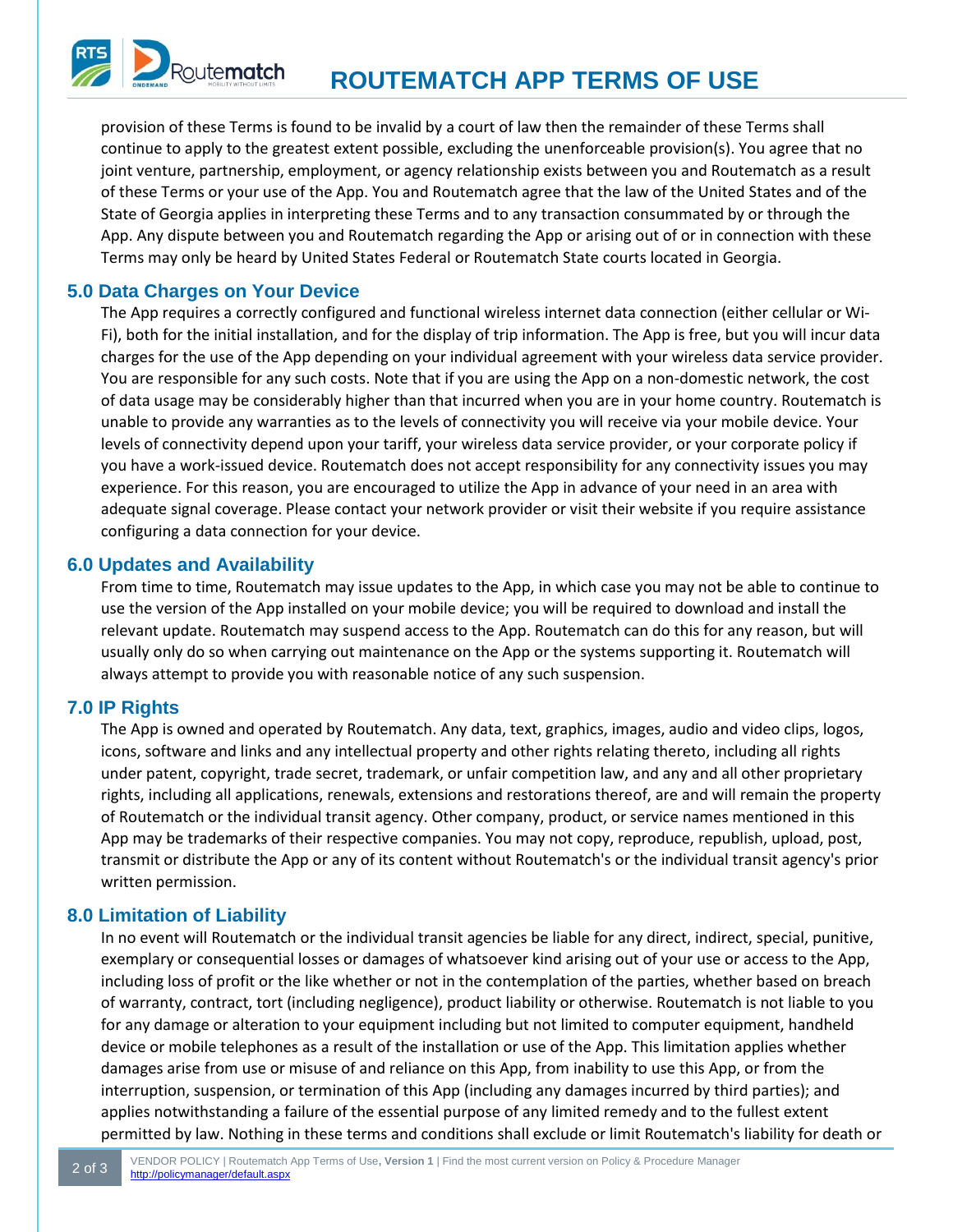provision of these Terms is found to be invalid by a court of law then the remainder of these Terms shall continue to apply to the greatest extent possible, excluding the unenforceable provision(s). You agree that no joint venture, partnership, employment, or agency relationship exists between you and Routematch as a result of these Terms or your use of the App. You and Routematch agree that the law of the United States and of the State of Georgia applies in interpreting these Terms and to any transaction consummated by or through the App. Any dispute between you and Routematch regarding the App or arising out of or in connection with these Terms may only be heard by United States Federal or Routematch State courts located in Georgia.

## 5.0 Data Charges on Your Device

The App requires a correctly configured and functional wireless internet data connection (either cellular or Wi-Fi), both for the initial installation, and for the display of trip information. The App is free, but you will incur data charges for the use of the App depending on your individual agreement with your wireless data service provider. You are responsible for any such costs. Note that if you are using the App on a non-domestic network, the cost of data usage may be considerably higher than that incurred when you are in your home country. Routematch is unable to provide any warranties as to the levels of connectivity you will receive via your mobile device. Your levels of connectivity depend upon your tariff, your wireless data service provider, or your corporate policy if you have a work-issued device. Routematch does not accept responsibility for any connectivity issues you may experience. For this reason, you are encouraged to utilize the App in advance of your need in an area with adequate signal coverage. Please contact your network provider or visit their website if you require assistance configuring a data connection for your device.

## 6.0 Updates and Availability

From time to time, Routematch may issue updates to the App, in which case you may not be able to continue to use the version of the App installed on your mobile device; you will be required to download and install the relevant update. Routematch may suspend access to the App. Routematch can do this for any reason, but will usually only do so when carrying out maintenance on the App or the systems supporting it. Routematch will always attempt to provide you with reasonable notice of any such suspension.

## 7.0 IP Rights

The App is owned and operated by Routematch. Any data, text, graphics, images, audio and video clips, logos, icons, software and links and any intellectual property and other rights relating thereto, including all rights under patent, copyright, trade secret, trademark, or unfair competition law, and any and all other proprietary rights, including all applications, renewals, extensions and restorations thereof, are and will remain the property of Routematch or the individual transit agency. Other company, product, or service names mentioned in this App may be trademarks of their respective companies. You may not copy, reproduce, republish, upload, post, transmit or distribute the App or any of its content without Routematch's or the individual transit agency's prior written permission.

## 8.0 Limitation of Liability

In no event will Routematch or the individual transit agencies be liable for any direct, indirect, special, punitive, exemplary or consequential losses or damages of whatsoever kind arising out of your use or access to the App, including loss of profit or the like whether or not in the contemplation of the parties, whether based on breach of warranty, contract, tort (including negligence), product liability or otherwise. Routematch is not liable to you for any damage or alteration to your equipment including but not limited to computer equipment, handheld device or mobile telephones as a result of the installation or use of the App. This limitation applies whether damages arise from use or misuse of and reliance on this App, from inability to use this App, or from the interruption, suspension, or termination of this App (including any damages incurred by third parties); and applies notwithstanding a failure of the essential purpose of any limited remedy and to the fullest extent permitted by law. Nothing in these terms and conditions shall exclude or limit Routematch's liability for death or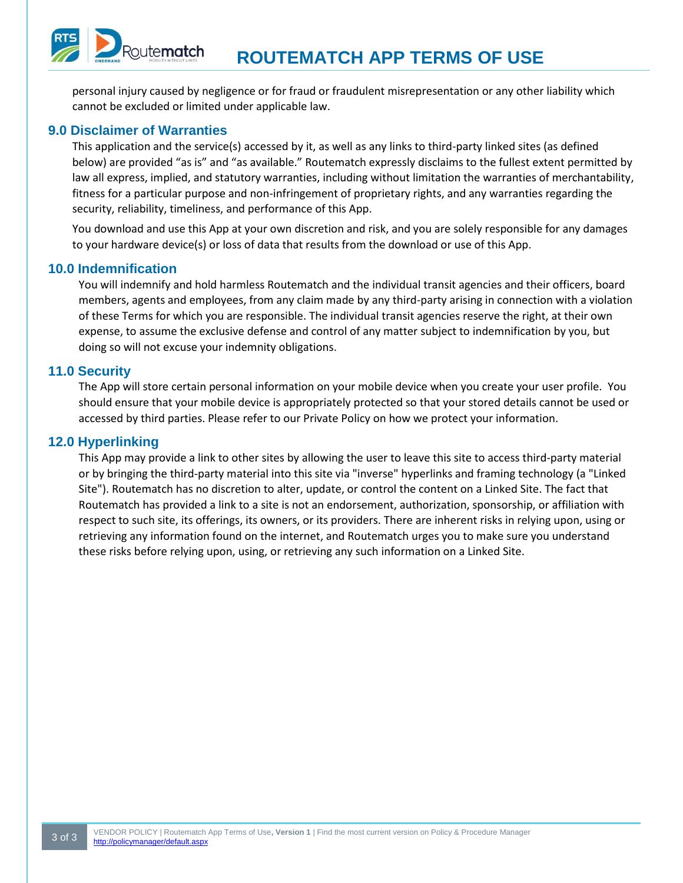personal injury caused by negligence or for fraud or fraudulent misrepresentation or any other liability which cannot be excluded or limited under applicable law.

## 9.0 Disclaimer of Warranties

This application and the service(s) accessed by it, as well as any links to third-party linked sites (as defined below) are provided "as is" and "as available." Routematch expressly disclaims to the fullest extent permitted by law all express, implied, and statutory warranties, including without limitation the warranties of merchantability, fitness for a particular purpose and non-infringement of proprietary rights, and any warranties regarding the security, reliability, timeliness, and performance of this App.

You download and use this App at your own discretion and risk, and you are solely responsible for any damages to your hardware device(s) or loss of data that results from the download or use of this App.

## 10.0 Indemnification

You will indemnify and hold harmless Routematch and the individual transit agencies and their officers, board members, agents and employees, from any claim made by any third-party arising in connection with a violation of these Terms for which you are responsible. The individual transit agencies reserve the right, at their own expense, to assume the exclusive defense and control of any matter subject to indemnification by you, but doing so will not excuse your indemnity obligations.

## 11.0 Security

The App will store certain personal information on your mobile device when you create your user profile. You should ensure that your mobile device is appropriately protected so that your stored details cannot be used or accessed by third parties. Please refer to our Private Policy on how we protect your information.

## 12.0 Hyperlinking

This App may provide a link to other sites by allowing the user to leave this site to access third-party material or by bringing the third-party material into this site via "inverse" hyperlinks and framing technology (a "Linked Site"). Routematch has no discretion to alter, update, or control the content on a Linked Site. The fact that Routematch has provided a link to a site is not an endorsement, authorization, sponsorship, or affiliation with respect to such site, its offerings, its owners, or its providers. There are inherent risks in relying upon, using or retrieving any information found on the internet, and Routematch urges you to make sure you understand these risks before relying upon, using, or retrieving any such information on a Linked Site.